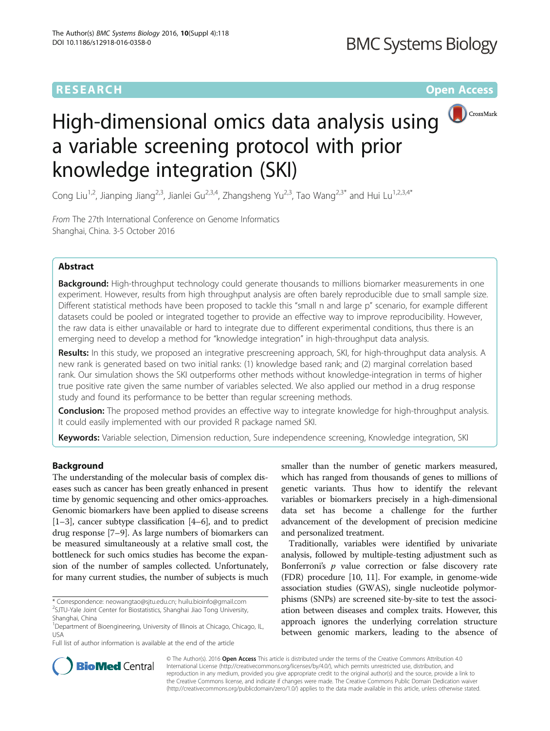RESEARCH Open Access

# High-dimensional omics data analysis using a variable screening protocol with prior knowledge integration (SKI)

Cong Liu[1,2], Jianping Jiang[2,3], Jianlei Gu[2,3,4], Zhangsheng Yu[2,3], Tao Wang[2,3*] and Hui Lu[1,2,3,4*]

From The 27th International Conference on Genome Informatics
Shanghai, China. 3-5 October 2016

## Abstract

**Background:** High-throughput technology could generate thousands to millions biomarker measurements in one experiment. However, results from high throughput analysis are often barely reproducible due to small sample size. Different statistical methods have been proposed to tackle this "small n and large p" scenario, for example different datasets could be pooled or integrated together to provide an effective way to improve reproducibility. However, the raw data is either unavailable or hard to integrate due to different experimental conditions, thus there is an emerging need to develop a method for "knowledge integration" in high-throughput data analysis.

**Results:** In this study, we proposed an integrative prescreening approach, SKI, for high-throughput data analysis. A new rank is generated based on two initial ranks: (1) knowledge based rank; and (2) marginal correlation based rank. Our simulation shows the SKI outperforms other methods without knowledge-integration in terms of higher true positive rate given the same number of variables selected. We also applied our method in a drug response study and found its performance to be better than regular screening methods.

**Conclusion:** The proposed method provides an effective way to integrate knowledge for high-throughput analysis. It could easily implemented with our provided R package named SKI.

**Keywords:** Variable selection, Dimension reduction, Sure independence screening, Knowledge integration, SKI

## Background

The understanding of the molecular basis of complex diseases such as cancer has been greatly enhanced in present time by genomic sequencing and other omics-approaches. Genomic biomarkers have been applied to disease screens [1–3], cancer subtype classification [4–6], and to predict drug response [7–9]. As large numbers of biomarkers can be measured simultaneously at a relative small cost, the bottleneck for such omics studies has become the expansion of the number of samples collected. Unfortunately, for many current studies, the number of subjects is much smaller than the number of genetic markers measured, which has ranged from thousands of genes to millions of genetic variants. Thus how to identify the relevant variables or biomarkers precisely in a high-dimensional data set has become a challenge for the further advancement of the development of precision medicine and personalized treatment.

Traditionally, variables were identified by univariate analysis, followed by multiple-testing adjustment such as Bonferroni's $p$ value correction or false discovery rate (FDR) procedure [10, 11]. For example, in genome-wide association studies (GWAS), single nucleotide polymorphisms (SNPs) are screened site-by-site to test the association between diseases and complex traits. However, this approach ignores the underlying correlation structure between genomic markers, leading to the absence of

\* Correspondence: neowangtao@sjtu.edu.cn; huilu.bioinfo@gmail.com
[2]SJTU-Yale Joint Center for Biostatistics, Shanghai Jiao Tong University, Shanghai, China
[1]Department of Bioengineering, University of Illinois at Chicago, Chicago, IL, USA
Full list of author information is available at the end of the article

© The Author(s). 2016 **Open Access** This article is distributed under the terms of the Creative Commons Attribution 4.0 International License (http://creativecommons.org/licenses/by/4.0/), which permits unrestricted use, distribution, and reproduction in any medium, provided you give appropriate credit to the original author(s) and the source, provide a link to the Creative Commons license, and indicate if changes were made. The Creative Commons Public Domain Dedication waiver (http://creativecommons.org/publicdomain/zero/1.0/) applies to the data made available in this article, unless otherwise stated.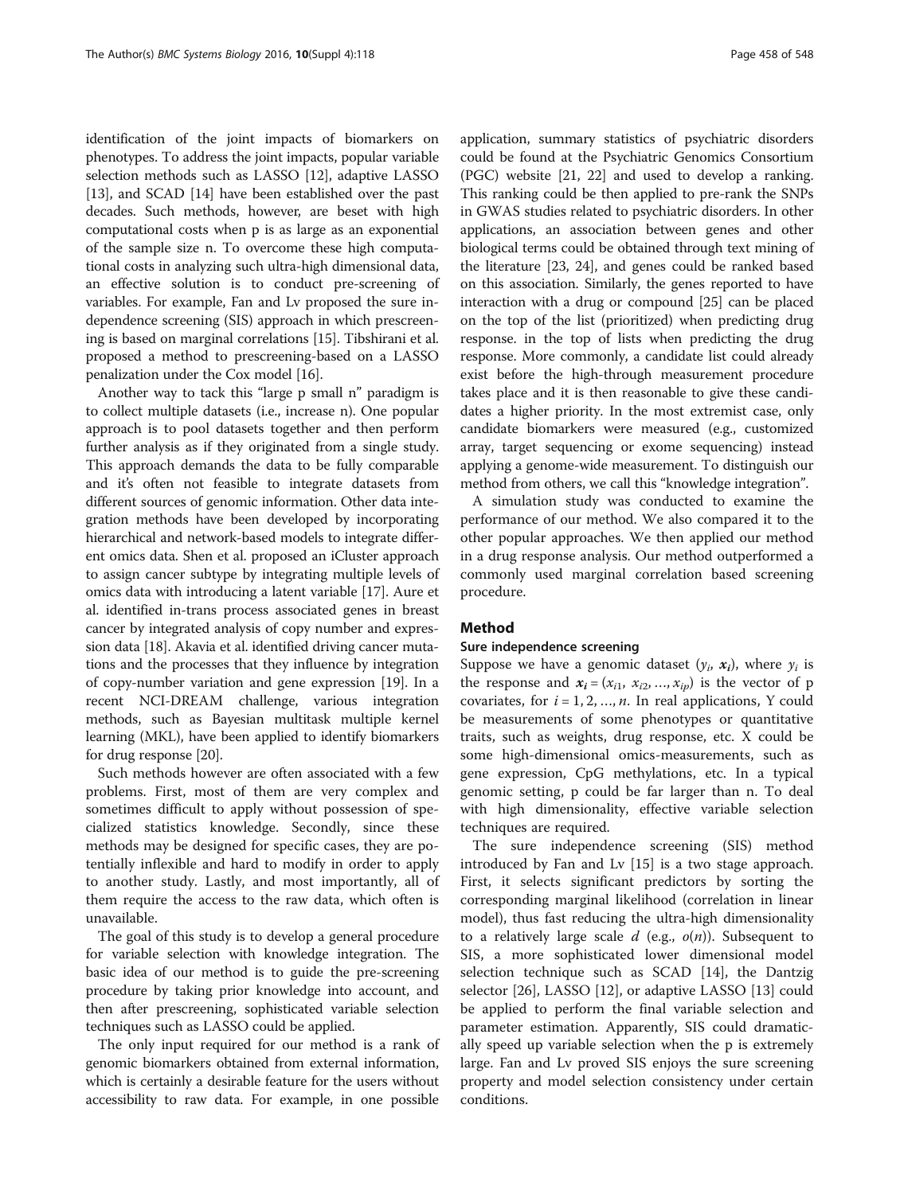identification of the joint impacts of biomarkers on phenotypes. To address the joint impacts, popular variable selection methods such as LASSO [12], adaptive LASSO [13], and SCAD [14] have been established over the past decades. Such methods, however, are beset with high computational costs when p is as large as an exponential of the sample size n. To overcome these high computational costs in analyzing such ultra-high dimensional data, an effective solution is to conduct pre-screening of variables. For example, Fan and Lv proposed the sure independence screening (SIS) approach in which prescreening is based on marginal correlations [15]. Tibshirani et al. proposed a method to prescreening-based on a LASSO penalization under the Cox model [16].

Another way to tack this "large p small n" paradigm is to collect multiple datasets (i.e., increase n). One popular approach is to pool datasets together and then perform further analysis as if they originated from a single study. This approach demands the data to be fully comparable and it's often not feasible to integrate datasets from different sources of genomic information. Other data integration methods have been developed by incorporating hierarchical and network-based models to integrate different omics data. Shen et al. proposed an iCluster approach to assign cancer subtype by integrating multiple levels of omics data with introducing a latent variable [17]. Aure et al. identified in-trans process associated genes in breast cancer by integrated analysis of copy number and expression data [18]. Akavia et al. identified driving cancer mutations and the processes that they influence by integration of copy-number variation and gene expression [19]. In a recent NCI-DREAM challenge, various integration methods, such as Bayesian multitask multiple kernel learning (MKL), have been applied to identify biomarkers for drug response [20].

Such methods however are often associated with a few problems. First, most of them are very complex and sometimes difficult to apply without possession of specialized statistics knowledge. Secondly, since these methods may be designed for specific cases, they are potentially inflexible and hard to modify in order to apply to another study. Lastly, and most importantly, all of them require the access to the raw data, which often is unavailable.

The goal of this study is to develop a general procedure for variable selection with knowledge integration. The basic idea of our method is to guide the pre-screening procedure by taking prior knowledge into account, and then after prescreening, sophisticated variable selection techniques such as LASSO could be applied.

The only input required for our method is a rank of genomic biomarkers obtained from external information, which is certainly a desirable feature for the users without accessibility to raw data. For example, in one possible application, summary statistics of psychiatric disorders could be found at the Psychiatric Genomics Consortium (PGC) website [21, 22] and used to develop a ranking. This ranking could be then applied to pre-rank the SNPs in GWAS studies related to psychiatric disorders. In other applications, an association between genes and other biological terms could be obtained through text mining of the literature [23, 24], and genes could be ranked based on this association. Similarly, the genes reported to have interaction with a drug or compound [25] can be placed on the top of the list (prioritized) when predicting drug response. in the top of lists when predicting the drug response. More commonly, a candidate list could already exist before the high-through measurement procedure takes place and it is then reasonable to give these candidates a higher priority. In the most extremist case, only candidate biomarkers were measured (e.g., customized array, target sequencing or exome sequencing) instead applying a genome-wide measurement. To distinguish our method from others, we call this "knowledge integration".

A simulation study was conducted to examine the performance of our method. We also compared it to the other popular approaches. We then applied our method in a drug response analysis. Our method outperformed a commonly used marginal correlation based screening procedure.

## Method

### Sure independence screening

Suppose we have a genomic dataset $(y_i, \boldsymbol{x}_i)$, where $y_i$ is the response and $\boldsymbol{x}_i = (x_{i1}, x_{i2}, \ldots, x_{ip})$ is the vector of p covariates, for $i = 1, 2, \ldots, n$. In real applications, Y could be measurements of some phenotypes or quantitative traits, such as weights, drug response, etc. X could be some high-dimensional omics-measurements, such as gene expression, CpG methylations, etc. In a typical genomic setting, p could be far larger than n. To deal with high dimensionality, effective variable selection techniques are required.

The sure independence screening (SIS) method introduced by Fan and Lv [15] is a two stage approach. First, it selects significant predictors by sorting the corresponding marginal likelihood (correlation in linear model), thus fast reducing the ultra-high dimensionality to a relatively large scale $d$ (e.g., $o(n)$). Subsequent to SIS, a more sophisticated lower dimensional model selection technique such as SCAD [14], the Dantzig selector [26], LASSO [12], or adaptive LASSO [13] could be applied to perform the final variable selection and parameter estimation. Apparently, SIS could dramatically speed up variable selection when the p is extremely large. Fan and Lv proved SIS enjoys the sure screening property and model selection consistency under certain conditions.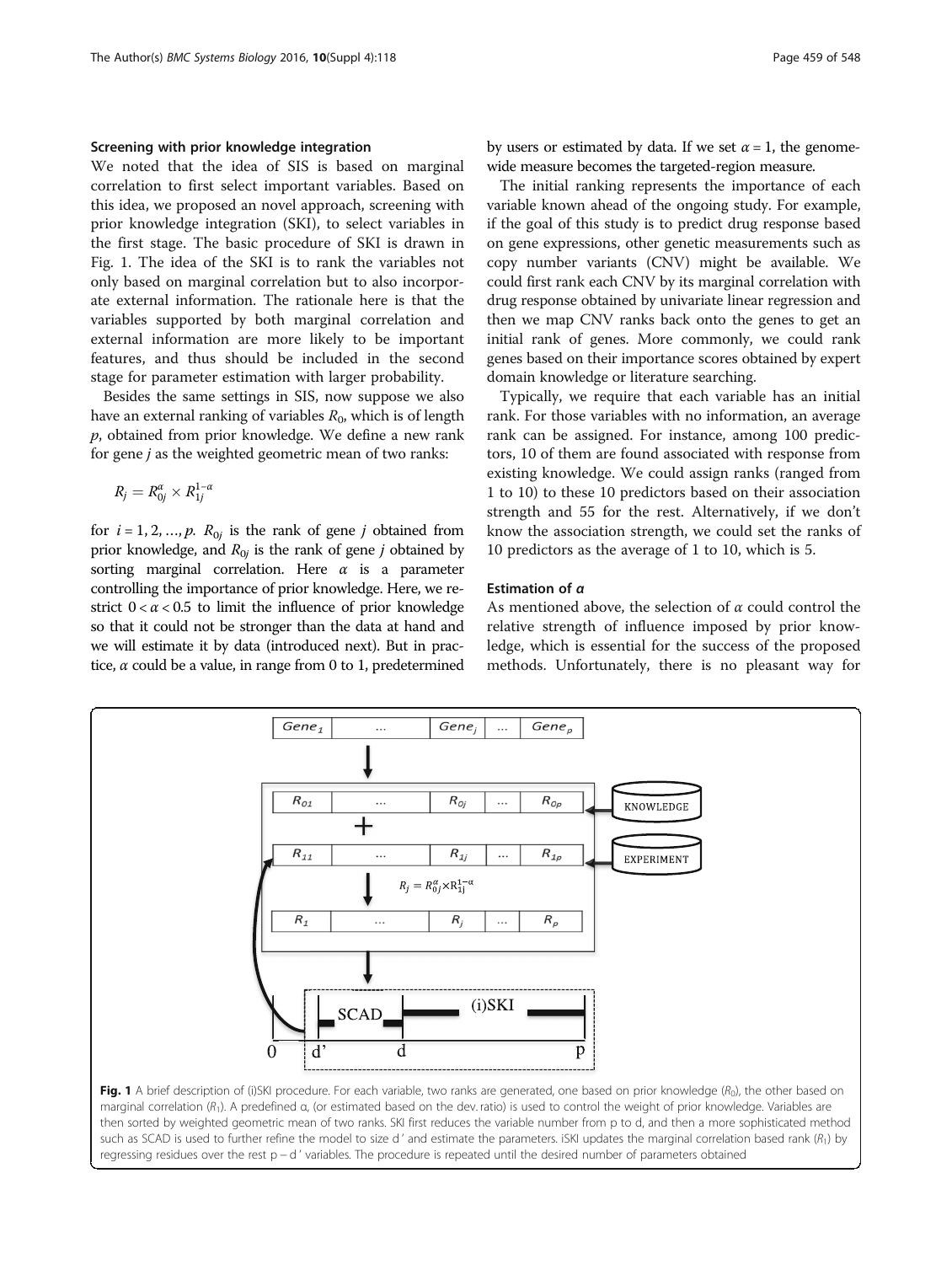### Screening with prior knowledge integration

We noted that the idea of SIS is based on marginal correlation to first select important variables. Based on this idea, we proposed an novel approach, screening with prior knowledge integration (SKI), to select variables in the first stage. The basic procedure of SKI is drawn in Fig. 1. The idea of the SKI is to rank the variables not only based on marginal correlation but to also incorporate external information. The rationale here is that the variables supported by both marginal correlation and external information are more likely to be important features, and thus should be included in the second stage for parameter estimation with larger probability.

Besides the same settings in SIS, now suppose we also have an external ranking of variables $R_0$, which is of length $p$, obtained from prior knowledge. We define a new rank for gene $j$ as the weighted geometric mean of two ranks:

$$R_j = R_{0j}^{\alpha} \times R_{1j}^{1-\alpha}$$

for $i = 1, 2, \ldots, p$. $R_{0j}$ is the rank of gene $j$ obtained from prior knowledge, and $R_{0j}$ is the rank of gene $j$ obtained by sorting marginal correlation. Here $\alpha$ is a parameter controlling the importance of prior knowledge. Here, we restrict $0 < \alpha < 0.5$ to limit the influence of prior knowledge so that it could not be stronger than the data at hand and we will estimate it by data (introduced next). But in practice, $\alpha$ could be a value, in range from 0 to 1, predetermined by users or estimated by data. If we set $\alpha = 1$, the genome-wide measure becomes the targeted-region measure.

The initial ranking represents the importance of each variable known ahead of the ongoing study. For example, if the goal of this study is to predict drug response based on gene expressions, other genetic measurements such as copy number variants (CNV) might be available. We could first rank each CNV by its marginal correlation with drug response obtained by univariate linear regression and then we map CNV ranks back onto the genes to get an initial rank of genes. More commonly, we could rank genes based on their importance scores obtained by expert domain knowledge or literature searching.

Typically, we require that each variable has an initial rank. For those variables with no information, an average rank can be assigned. For instance, among 100 predictors, 10 of them are found associated with response from existing knowledge. We could assign ranks (ranged from 1 to 10) to these 10 predictors based on their association strength and 55 for the rest. Alternatively, if we don't know the association strength, we could set the ranks of 10 predictors as the average of 1 to 10, which is 5.

### Estimation of $\alpha$

As mentioned above, the selection of $\alpha$ could control the relative strength of influence imposed by prior knowledge, which is essential for the success of the proposed methods. Unfortunately, there is no pleasant way for

**Fig. 1** A brief description of (i)SKI procedure. For each variable, two ranks are generated, one based on prior knowledge ($R_0$), the other based on marginal correlation ($R_1$). A predefined α, (or estimated based on the dev. ratio) is used to control the weight of prior knowledge. Variables are then sorted by weighted geometric mean of two ranks. SKI first reduces the variable number from p to d, and then a more sophisticated method such as SCAD is used to further refine the model to size d ' and estimate the parameters. iSKI updates the marginal correlation based rank ($R_1$) by regressing residues over the rest p − d ' variables. The procedure is repeated until the desired number of parameters obtained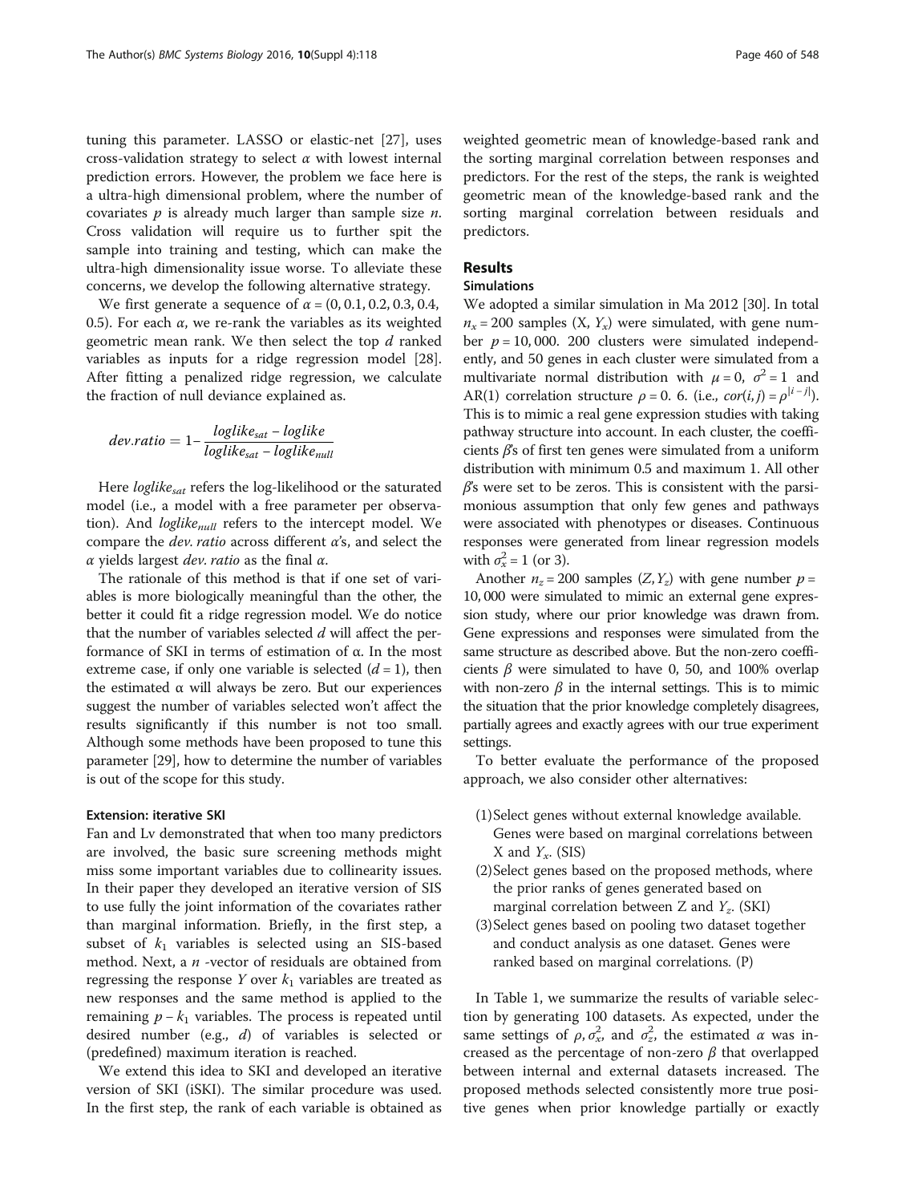tuning this parameter. LASSO or elastic-net [27], uses cross-validation strategy to select $\alpha$ with lowest internal prediction errors. However, the problem we face here is a ultra-high dimensional problem, where the number of covariates $p$ is already much larger than sample size $n$. Cross validation will require us to further spit the sample into training and testing, which can make the ultra-high dimensionality issue worse. To alleviate these concerns, we develop the following alternative strategy.

We first generate a sequence of $\alpha = (0, 0.1, 0.2, 0.3, 0.4, 0.5)$. For each $\alpha$, we re-rank the variables as its weighted geometric mean rank. We then select the top $d$ ranked variables as inputs for a ridge regression model [28]. After fitting a penalized ridge regression, we calculate the fraction of null deviance explained as.

$$dev.ratio = 1 - \frac{loglike_{sat} - loglike}{loglike_{sat} - loglike_{null}}$$

Here $loglike_{sat}$ refers the log-likelihood or the saturated model (i.e., a model with a free parameter per observation). And $loglike_{null}$ refers to the intercept model. We compare the *dev. ratio* across different $\alpha$'s, and select the $\alpha$ yields largest *dev. ratio* as the final $\alpha$.

The rationale of this method is that if one set of variables is more biologically meaningful than the other, the better it could fit a ridge regression model. We do notice that the number of variables selected $d$ will affect the performance of SKI in terms of estimation of α. In the most extreme case, if only one variable is selected ($d = 1$), then the estimated α will always be zero. But our experiences suggest the number of variables selected won't affect the results significantly if this number is not too small. Although some methods have been proposed to tune this parameter [29], how to determine the number of variables is out of the scope for this study.

### Extension: iterative SKI

Fan and Lv demonstrated that when too many predictors are involved, the basic sure screening methods might miss some important variables due to collinearity issues. In their paper they developed an iterative version of SIS to use fully the joint information of the covariates rather than marginal information. Briefly, in the first step, a subset of $k_1$ variables is selected using an SIS-based method. Next, a $n$ -vector of residuals are obtained from regressing the response $Y$ over $k_1$ variables are treated as new responses and the same method is applied to the remaining $p - k_1$ variables. The process is repeated until desired number (e.g., $d$) of variables is selected or (predefined) maximum iteration is reached.

We extend this idea to SKI and developed an iterative version of SKI (iSKI). The similar procedure was used. In the first step, the rank of each variable is obtained as weighted geometric mean of knowledge-based rank and the sorting marginal correlation between responses and predictors. For the rest of the steps, the rank is weighted geometric mean of the knowledge-based rank and the sorting marginal correlation between residuals and predictors.

## Results

### Simulations

We adopted a similar simulation in Ma 2012 [30]. In total $n_x = 200$ samples (X, $Y_x$) were simulated, with gene number $p = 10,000$. 200 clusters were simulated independently, and 50 genes in each cluster were simulated from a multivariate normal distribution with $\mu = 0$, $\sigma^2 = 1$ and AR(1) correlation structure $\rho = 0.6$. (i.e., $cor(i, j) = \rho^{|i-j|}$). This is to mimic a real gene expression studies with taking pathway structure into account. In each cluster, the coefficients $\beta$'s of first ten genes were simulated from a uniform distribution with minimum 0.5 and maximum 1. All other $\beta$'s were set to be zeros. This is consistent with the parsimonious assumption that only few genes and pathways were associated with phenotypes or diseases. Continuous responses were generated from linear regression models with $\sigma_x^2 = 1$ (or 3).

Another $n_z = 200$ samples $(Z, Y_z)$ with gene number $p = 10,000$ were simulated to mimic an external gene expression study, where our prior knowledge was drawn from. Gene expressions and responses were simulated from the same structure as described above. But the non-zero coefficients $\beta$ were simulated to have 0, 50, and 100% overlap with non-zero $\beta$ in the internal settings. This is to mimic the situation that the prior knowledge completely disagrees, partially agrees and exactly agrees with our true experiment settings.

To better evaluate the performance of the proposed approach, we also consider other alternatives:

1. Select genes without external knowledge available. Genes were based on marginal correlations between X and $Y_x$. (SIS)
2. Select genes based on the proposed methods, where the prior ranks of genes generated based on marginal correlation between Z and $Y_z$. (SKI)
3. Select genes based on pooling two dataset together and conduct analysis as one dataset. Genes were ranked based on marginal correlations. (P)

In Table 1, we summarize the results of variable selection by generating 100 datasets. As expected, under the same settings of $\rho$, $\sigma_x^2$, and $\sigma_z^2$, the estimated $\alpha$ was increased as the percentage of non-zero $\beta$ that overlapped between internal and external datasets increased. The proposed methods selected consistently more true positive genes when prior knowledge partially or exactly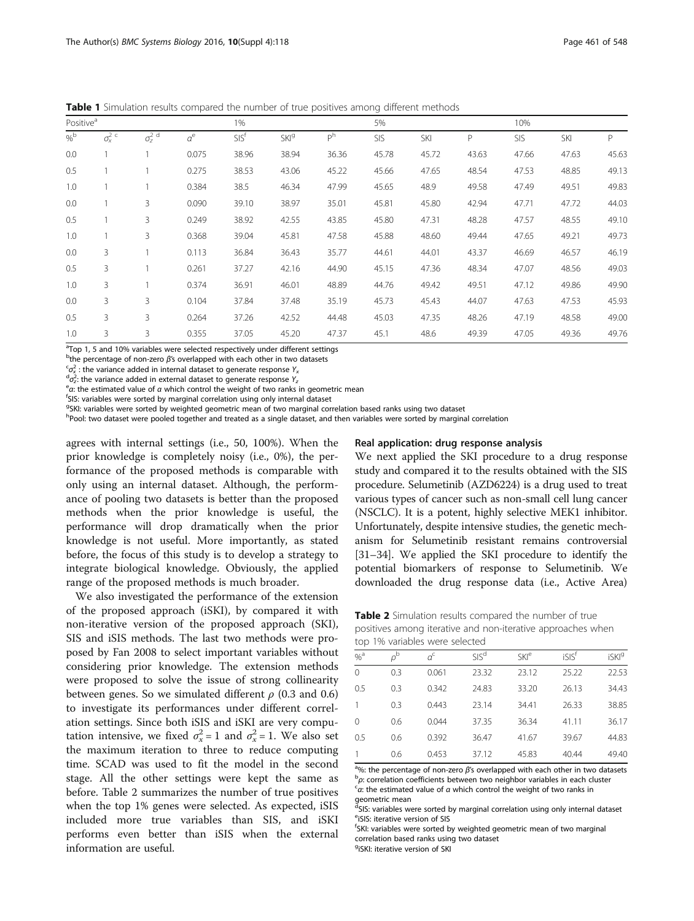**Table 1** Simulation results compared the number of true positives among different methods

| Positive[a] | | | | 1% | | | 5% | | | 10% | | |
|---|---|---|---|---|---|---|---|---|---|---|---|---|
| %[b] | $\sigma_x^2$ [c] | $\sigma_z^2$ [d] | $\alpha$[e] | SIS[f] | SKI[g] | P[h] | SIS | SKI | P | SIS | SKI | P |
| 0.0 | 1 | 1 | 0.075 | 38.96 | 38.94 | 36.36 | 45.78 | 45.72 | 43.63 | 47.66 | 47.63 | 45.63 |
| 0.5 | 1 | 1 | 0.275 | 38.53 | 43.06 | 45.22 | 45.66 | 47.65 | 48.54 | 47.53 | 48.85 | 49.13 |
| 1.0 | 1 | 1 | 0.384 | 38.5 | 46.34 | 47.99 | 45.65 | 48.9 | 49.58 | 47.49 | 49.51 | 49.83 |
| 0.0 | 1 | 3 | 0.090 | 39.10 | 38.97 | 35.01 | 45.81 | 45.80 | 42.94 | 47.71 | 47.72 | 44.03 |
| 0.5 | 1 | 3 | 0.249 | 38.92 | 42.55 | 43.85 | 45.80 | 47.31 | 48.28 | 47.57 | 48.55 | 49.10 |
| 1.0 | 1 | 3 | 0.368 | 39.04 | 45.81 | 47.58 | 45.88 | 48.60 | 49.44 | 47.65 | 49.21 | 49.73 |
| 0.0 | 3 | 1 | 0.113 | 36.84 | 36.43 | 35.77 | 44.61 | 44.01 | 43.37 | 46.69 | 46.57 | 46.19 |
| 0.5 | 3 | 1 | 0.261 | 37.27 | 42.16 | 44.90 | 45.15 | 47.36 | 48.34 | 47.07 | 48.56 | 49.03 |
| 1.0 | 3 | 1 | 0.374 | 36.91 | 46.01 | 48.89 | 44.76 | 49.42 | 49.51 | 47.12 | 49.86 | 49.90 |
| 0.0 | 3 | 3 | 0.104 | 37.84 | 37.48 | 35.19 | 45.73 | 45.43 | 44.07 | 47.63 | 47.53 | 45.93 |
| 0.5 | 3 | 3 | 0.264 | 37.26 | 42.52 | 44.48 | 45.03 | 47.35 | 48.26 | 47.19 | 48.58 | 49.00 |
| 1.0 | 3 | 3 | 0.355 | 37.05 | 45.20 | 47.37 | 45.1 | 48.6 | 49.39 | 47.05 | 49.36 | 49.76 |

[a]Top 1, 5 and 10% variables were selected respectively under different settings
[b]the percentage of non-zero $\beta$'s overlapped with each other in two datasets
[c]$\sigma_x^2$ : the variance added in internal dataset to generate response $Y_x$
[d]$\sigma_z^2$: the variance added in external dataset to generate response $Y_z$
[e]$\alpha$: the estimated value of $\alpha$ which control the weight of two ranks in geometric mean
[f]SIS: variables were sorted by marginal correlation using only internal dataset
[g]SKI: variables were sorted by weighted geometric mean of two marginal correlation based ranks using two dataset
[h]Pool: two dataset were pooled together and treated as a single dataset, and then variables were sorted by marginal correlation

agrees with internal settings (i.e., 50, 100%). When the prior knowledge is completely noisy (i.e., 0%), the performance of the proposed methods is comparable with only using an internal dataset. Although, the performance of pooling two datasets is better than the proposed methods when the prior knowledge is useful, the performance will drop dramatically when the prior knowledge is not useful. More importantly, as stated before, the focus of this study is to develop a strategy to integrate biological knowledge. Obviously, the applied range of the proposed methods is much broader.

We also investigated the performance of the extension of the proposed approach (iSKI), by compared it with non-iterative version of the proposed approach (SKI), SIS and iSIS methods. The last two methods were proposed by Fan 2008 to select important variables without considering prior knowledge. The extension methods were proposed to solve the issue of strong collinearity between genes. So we simulated different $\rho$ (0.3 and 0.6) to investigate its performances under different correlation settings. Since both iSIS and iSKI are very computation intensive, we fixed $\sigma_x^2 = 1$ and $\sigma_x^2 = 1$. We also set the maximum iteration to three to reduce computing time. SCAD was used to fit the model in the second stage. All the other settings were kept the same as before. Table 2 summarizes the number of true positives when the top 1% genes were selected. As expected, iSIS included more true variables than SIS, and iSKI performs even better than iSIS when the external information are useful.

### Real application: drug response analysis

We next applied the SKI procedure to a drug response study and compared it to the results obtained with the SIS procedure. Selumetinib (AZD6224) is a drug used to treat various types of cancer such as non-small cell lung cancer (NSCLC). It is a potent, highly selective MEK1 inhibitor. Unfortunately, despite intensive studies, the genetic mechanism for Selumetinib resistant remains controversial [31–34]. We applied the SKI procedure to identify the potential biomarkers of response to Selumetinib. We downloaded the drug response data (i.e., Active Area)

**Table 2** Simulation results compared the number of true positives among iterative and non-iterative approaches when top 1% variables were selected

| %[a] | $\rho$[b] | $\alpha$[c] | SIS[d] | SKI[e] | iSIS[f] | iSKI[g] |
|---|---|---|---|---|---|---|
| 0 | 0.3 | 0.061 | 23.32 | 23.12 | 25.22 | 22.53 |
| 0.5 | 0.3 | 0.342 | 24.83 | 33.20 | 26.13 | 34.43 |
| 1 | 0.3 | 0.443 | 23.14 | 34.41 | 26.33 | 38.85 |
| 0 | 0.6 | 0.044 | 37.35 | 36.34 | 41.11 | 36.17 |
| 0.5 | 0.6 | 0.392 | 36.47 | 41.67 | 39.67 | 44.83 |
| 1 | 0.6 | 0.453 | 37.12 | 45.83 | 40.44 | 49.40 |

[a]%: the percentage of non-zero $\beta$'s overlapped with each other in two datasets
[b]$\rho$: correlation coefficients between two neighbor variables in each cluster
[c]$\alpha$: the estimated value of $\alpha$ which control the weight of two ranks in geometric mean
[d]SIS: variables were sorted by marginal correlation using only internal dataset
[e]iSIS: iterative version of SIS
[f]SKI: variables were sorted by weighted geometric mean of two marginal correlation based ranks using two dataset
[g]iSKI: iterative version of SKI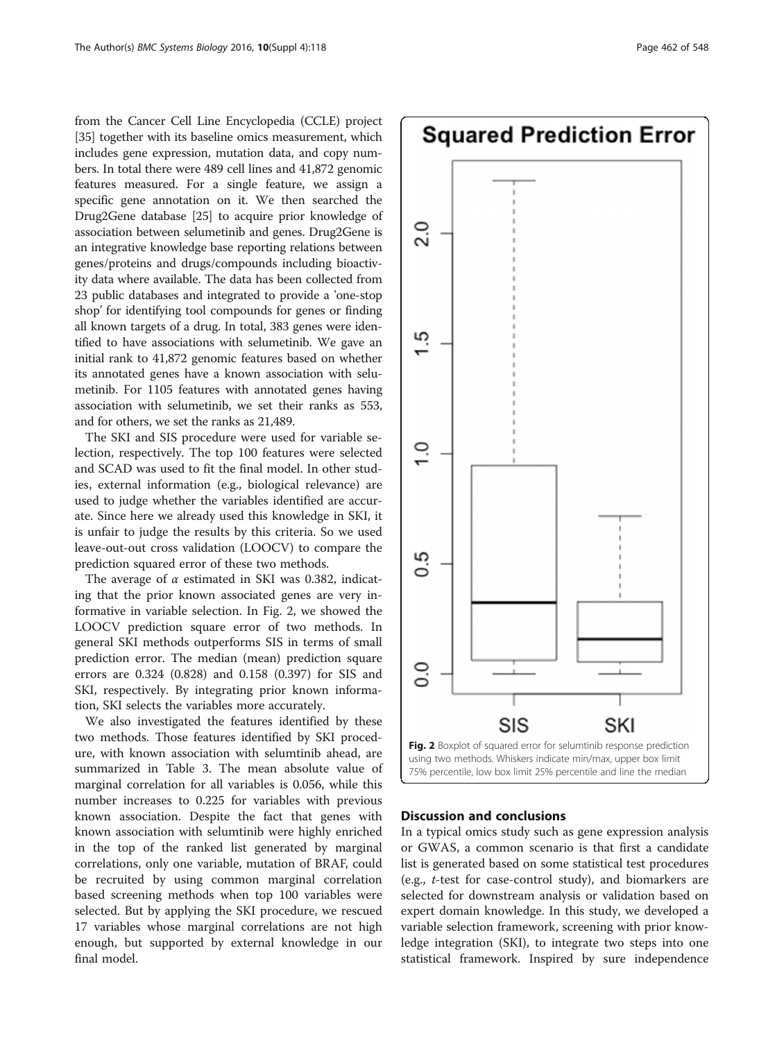from the Cancer Cell Line Encyclopedia (CCLE) project [35] together with its baseline omics measurement, which includes gene expression, mutation data, and copy numbers. In total there were 489 cell lines and 41,872 genomic features measured. For a single feature, we assign a specific gene annotation on it. We then searched the Drug2Gene database [25] to acquire prior knowledge of association between selumetinib and genes. Drug2Gene is an integrative knowledge base reporting relations between genes/proteins and drugs/compounds including bioactivity data where available. The data has been collected from 23 public databases and integrated to provide a 'one-stop shop' for identifying tool compounds for genes or finding all known targets of a drug. In total, 383 genes were identified to have associations with selumetinib. We gave an initial rank to 41,872 genomic features based on whether its annotated genes have a known association with selumetinib. For 1105 features with annotated genes having association with selumetinib, we set their ranks as 553, and for others, we set the ranks as 21,489.

The SKI and SIS procedure were used for variable selection, respectively. The top 100 features were selected and SCAD was used to fit the final model. In other studies, external information (e.g., biological relevance) are used to judge whether the variables identified are accurate. Since here we already used this knowledge in SKI, it is unfair to judge the results by this criteria. So we used leave-out-out cross validation (LOOCV) to compare the prediction squared error of these two methods.

The average of $\alpha$ estimated in SKI was 0.382, indicating that the prior known associated genes are very informative in variable selection. In Fig. 2, we showed the LOOCV prediction square error of two methods. In general SKI methods outperforms SIS in terms of small prediction error. The median (mean) prediction square errors are 0.324 (0.828) and 0.158 (0.397) for SIS and SKI, respectively. By integrating prior known information, SKI selects the variables more accurately.

We also investigated the features identified by these two methods. Those features identified by SKI procedure, with known association with selumtinib ahead, are summarized in Table 3. The mean absolute value of marginal correlation for all variables is 0.056, while this number increases to 0.225 for variables with previous known association. Despite the fact that genes with known association with selumtinib were highly enriched in the top of the ranked list generated by marginal correlations, only one variable, mutation of BRAF, could be recruited by using common marginal correlation based screening methods when top 100 variables were selected. But by applying the SKI procedure, we rescued 17 variables whose marginal correlations are not high enough, but supported by external knowledge in our final model.

**Fig. 2** Boxplot of squared error for selumtinib response prediction using two methods. Whiskers indicate min/max, upper box limit 75% percentile, low box limit 25% percentile and line the median

## Discussion and conclusions

In a typical omics study such as gene expression analysis or GWAS, a common scenario is that first a candidate list is generated based on some statistical test procedures (e.g., *t*-test for case-control study), and biomarkers are selected for downstream analysis or validation based on expert domain knowledge. In this study, we developed a variable selection framework, screening with prior knowledge integration (SKI), to integrate two steps into one statistical framework. Inspired by sure independence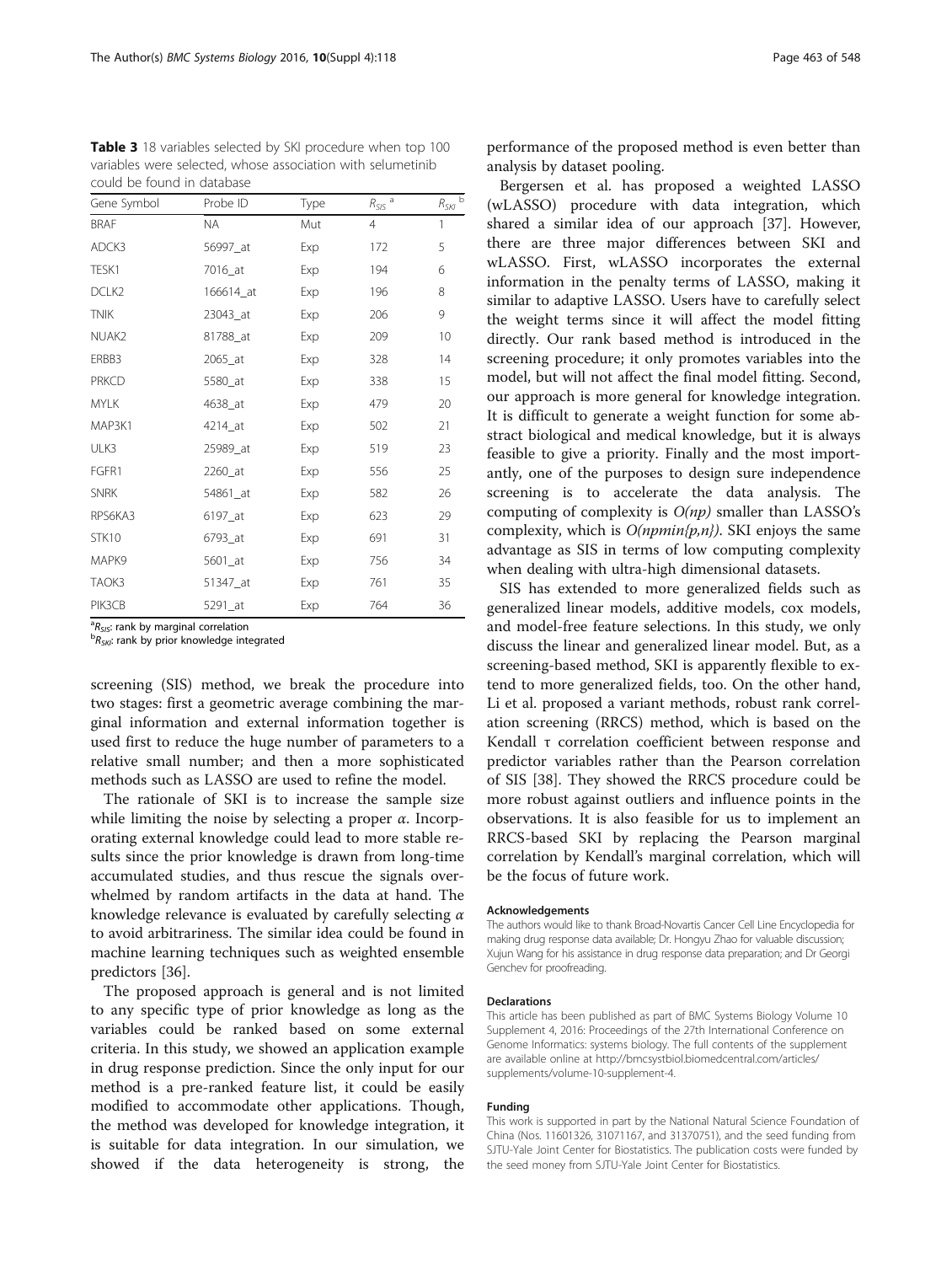**Table 3** 18 variables selected by SKI procedure when top 100 variables were selected, whose association with selumetinib could be found in database

| Gene Symbol | Probe ID | Type | $R_{SIS}$ [a] | $R_{SKI}$ [b] |
|---|---|---|---|---|
| BRAF | NA | Mut | 4 | 1 |
| ADCK3 | 56997_at | Exp | 172 | 5 |
| TESK1 | 7016_at | Exp | 194 | 6 |
| DCLK2 | 166614_at | Exp | 196 | 8 |
| TNIK | 23043_at | Exp | 206 | 9 |
| NUAK2 | 81788_at | Exp | 209 | 10 |
| ERBB3 | 2065_at | Exp | 328 | 14 |
| PRKCD | 5580_at | Exp | 338 | 15 |
| MYLK | 4638_at | Exp | 479 | 20 |
| MAP3K1 | 4214_at | Exp | 502 | 21 |
| ULK3 | 25989_at | Exp | 519 | 23 |
| FGFR1 | 2260_at | Exp | 556 | 25 |
| SNRK | 54861_at | Exp | 582 | 26 |
| RPS6KA3 | 6197_at | Exp | 623 | 29 |
| STK10 | 6793_at | Exp | 691 | 31 |
| MAPK9 | 5601_at | Exp | 756 | 34 |
| TAOK3 | 51347_at | Exp | 761 | 35 |
| PIK3CB | 5291_at | Exp | 764 | 36 |

[a] $R_{SIS}$: rank by marginal correlation
[b] $R_{SKI}$: rank by prior knowledge integrated

screening (SIS) method, we break the procedure into two stages: first a geometric average combining the marginal information and external information together is used first to reduce the huge number of parameters to a relative small number; and then a more sophisticated methods such as LASSO are used to refine the model.

The rationale of SKI is to increase the sample size while limiting the noise by selecting a proper $\alpha$. Incorporating external knowledge could lead to more stable results since the prior knowledge is drawn from long-time accumulated studies, and thus rescue the signals overwhelmed by random artifacts in the data at hand. The knowledge relevance is evaluated by carefully selecting $\alpha$ to avoid arbitrariness. The similar idea could be found in machine learning techniques such as weighted ensemble predictors [36].

The proposed approach is general and is not limited to any specific type of prior knowledge as long as the variables could be ranked based on some external criteria. In this study, we showed an application example in drug response prediction. Since the only input for our method is a pre-ranked feature list, it could be easily modified to accommodate other applications. Though, the method was developed for knowledge integration, it is suitable for data integration. In our simulation, we showed if the data heterogeneity is strong, the performance of the proposed method is even better than analysis by dataset pooling.

Bergersen et al. has proposed a weighted LASSO (wLASSO) procedure with data integration, which shared a similar idea of our approach [37]. However, there are three major differences between SKI and wLASSO. First, wLASSO incorporates the external information in the penalty terms of LASSO, making it similar to adaptive LASSO. Users have to carefully select the weight terms since it will affect the model fitting directly. Our rank based method is introduced in the screening procedure; it only promotes variables into the model, but will not affect the final model fitting. Second, our approach is more general for knowledge integration. It is difficult to generate a weight function for some abstract biological and medical knowledge, but it is always feasible to give a priority. Finally and the most importantly, one of the purposes to design sure independence screening is to accelerate the data analysis. The computing of complexity is $O(np)$ smaller than LASSO's complexity, which is $O(npmin\{p,n\})$. SKI enjoys the same advantage as SIS in terms of low computing complexity when dealing with ultra-high dimensional datasets.

SIS has extended to more generalized fields such as generalized linear models, additive models, cox models, and model-free feature selections. In this study, we only discuss the linear and generalized linear model. But, as a screening-based method, SKI is apparently flexible to extend to more generalized fields, too. On the other hand, Li et al. proposed a variant methods, robust rank correlation screening (RRCS) method, which is based on the Kendall $\tau$ correlation coefficient between response and predictor variables rather than the Pearson correlation of SIS [38]. They showed the RRCS procedure could be more robust against outliers and influence points in the observations. It is also feasible for us to implement an RRCS-based SKI by replacing the Pearson marginal correlation by Kendall's marginal correlation, which will be the focus of future work.

#### Acknowledgements

The authors would like to thank Broad-Novartis Cancer Cell Line Encyclopedia for making drug response data available; Dr. Hongyu Zhao for valuable discussion; Xujun Wang for his assistance in drug response data preparation; and Dr Georgi Genchev for proofreading.

#### Declarations

This article has been published as part of BMC Systems Biology Volume 10 Supplement 4, 2016: Proceedings of the 27th International Conference on Genome Informatics: systems biology. The full contents of the supplement are available online at http://bmcsystbiol.biomedcentral.com/articles/supplements/volume-10-supplement-4.

#### Funding

This work is supported in part by the National Natural Science Foundation of China (Nos. 11601326, 31071167, and 31370751), and the seed funding from SJTU-Yale Joint Center for Biostatistics. The publication costs were funded by the seed money from SJTU-Yale Joint Center for Biostatistics.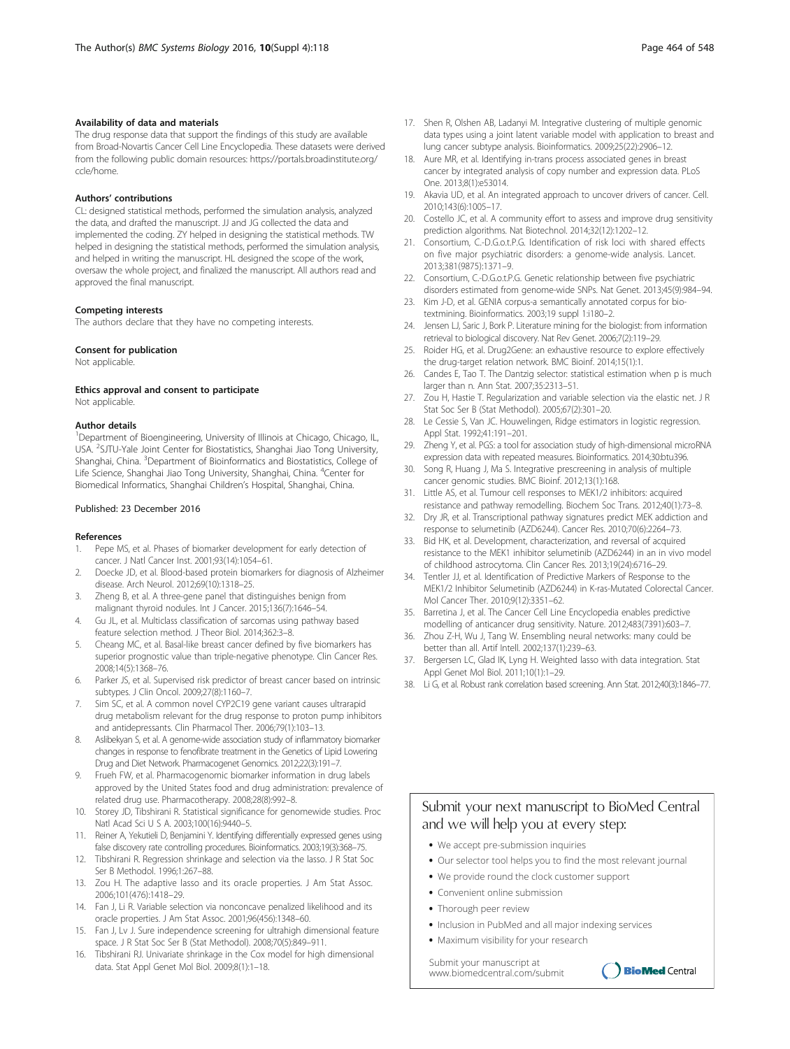#### Availability of data and materials

The drug response data that support the findings of this study are available from Broad-Novartis Cancer Cell Line Encyclopedia. These datasets were derived from the following public domain resources: https://portals.broadinstitute.org/ccle/home.

#### Authors' contributions

CL: designed statistical methods, performed the simulation analysis, analyzed the data, and drafted the manuscript. JJ and JG collected the data and implemented the coding. ZY helped in designing the statistical methods. TW helped in designing the statistical methods, performed the simulation analysis, and helped in writing the manuscript. HL designed the scope of the work, oversaw the whole project, and finalized the manuscript. All authors read and approved the final manuscript.

#### Competing interests

The authors declare that they have no competing interests.

#### Consent for publication

Not applicable.

#### Ethics approval and consent to participate

Not applicable.

#### Author details

[1]Department of Bioengineering, University of Illinois at Chicago, Chicago, IL, USA. [2]SJTU-Yale Joint Center for Biostatistics, Shanghai Jiao Tong University, Shanghai, China. [3]Department of Bioinformatics and Biostatistics, College of Life Science, Shanghai Jiao Tong University, Shanghai, China. [4]Center for Biomedical Informatics, Shanghai Children's Hospital, Shanghai, China.

Published: 23 December 2016

#### References

1. Pepe MS, et al. Phases of biomarker development for early detection of cancer. J Natl Cancer Inst. 2001;93(14):1054–61.
2. Doecke JD, et al. Blood-based protein biomarkers for diagnosis of Alzheimer disease. Arch Neurol. 2012;69(10):1318–25.
3. Zheng B, et al. A three-gene panel that distinguishes benign from malignant thyroid nodules. Int J Cancer. 2015;136(7):1646–54.
4. Gu JL, et al. Multiclass classification of sarcomas using pathway based feature selection method. J Theor Biol. 2014;362:3–8.
5. Cheang MC, et al. Basal-like breast cancer defined by five biomarkers has superior prognostic value than triple-negative phenotype. Clin Cancer Res. 2008;14(5):1368–76.
6. Parker JS, et al. Supervised risk predictor of breast cancer based on intrinsic subtypes. J Clin Oncol. 2009;27(8):1160–7.
7. Sim SC, et al. A common novel CYP2C19 gene variant causes ultrarapid drug metabolism relevant for the drug response to proton pump inhibitors and antidepressants. Clin Pharmacol Ther. 2006;79(1):103–13.
8. Aslibekyan S, et al. A genome-wide association study of inflammatory biomarker changes in response to fenofibrate treatment in the Genetics of Lipid Lowering Drug and Diet Network. Pharmacogenet Genomics. 2012;22(3):191–7.
9. Frueh FW, et al. Pharmacogenomic biomarker information in drug labels approved by the United States food and drug administration: prevalence of related drug use. Pharmacotherapy. 2008;28(8):992–8.
10. Storey JD, Tibshirani R. Statistical significance for genomewide studies. Proc Natl Acad Sci U S A. 2003;100(16):9440–5.
11. Reiner A, Yekutieli D, Benjamini Y. Identifying differentially expressed genes using false discovery rate controlling procedures. Bioinformatics. 2003;19(3):368–75.
12. Tibshirani R. Regression shrinkage and selection via the lasso. J R Stat Soc Ser B Methodol. 1996;1:267–88.
13. Zou H. The adaptive lasso and its oracle properties. J Am Stat Assoc. 2006;101(476):1418–29.
14. Fan J, Li R. Variable selection via nonconcave penalized likelihood and its oracle properties. J Am Stat Assoc. 2001;96(456):1348–60.
15. Fan J, Lv J. Sure independence screening for ultrahigh dimensional feature space. J R Stat Soc Ser B (Stat Methodol). 2008;70(5):849–911.
16. Tibshirani RJ. Univariate shrinkage in the Cox model for high dimensional data. Stat Appl Genet Mol Biol. 2009;8(1):1–18.
17. Shen R, Olshen AB, Ladanyi M. Integrative clustering of multiple genomic data types using a joint latent variable model with application to breast and lung cancer subtype analysis. Bioinformatics. 2009;25(22):2906–12.
18. Aure MR, et al. Identifying in-trans process associated genes in breast cancer by integrated analysis of copy number and expression data. PLoS One. 2013;8(1):e53014.
19. Akavia UD, et al. An integrated approach to uncover drivers of cancer. Cell. 2010;143(6):1005–17.
20. Costello JC, et al. A community effort to assess and improve drug sensitivity prediction algorithms. Nat Biotechnol. 2014;32(12):1202–12.
21. Consortium, C.-D.G.o.t.P.G. Identification of risk loci with shared effects on five major psychiatric disorders: a genome-wide analysis. Lancet. 2013;381(9875):1371–9.
22. Consortium, C.-D.G.o.t.P.G. Genetic relationship between five psychiatric disorders estimated from genome-wide SNPs. Nat Genet. 2013;45(9):984–94.
23. Kim J-D, et al. GENIA corpus-a semantically annotated corpus for bio-textmining. Bioinformatics. 2003;19 suppl 1:i180–2.
24. Jensen LJ, Saric J, Bork P. Literature mining for the biologist: from information retrieval to biological discovery. Nat Rev Genet. 2006;7(2):119–29.
25. Roider HG, et al. Drug2Gene: an exhaustive resource to explore effectively the drug-target relation network. BMC Bioinf. 2014;15(1):1.
26. Candes E, Tao T. The Dantzig selector: statistical estimation when p is much larger than n. Ann Stat. 2007;35:2313–51.
27. Zou H, Hastie T. Regularization and variable selection via the elastic net. J R Stat Soc Ser B (Stat Methodol). 2005;67(2):301–20.
28. Le Cessie S, Van JC. Houwelingen, Ridge estimators in logistic regression. Appl Stat. 1992;41:191–201.
29. Zheng Y, et al. PGS: a tool for association study of high-dimensional microRNA expression data with repeated measures. Bioinformatics. 2014;30:btu396.
30. Song R, Huang J, Ma S. Integrative prescreening in analysis of multiple cancer genomic studies. BMC Bioinf. 2012;13(1):168.
31. Little AS, et al. Tumour cell responses to MEK1/2 inhibitors: acquired resistance and pathway remodelling. Biochem Soc Trans. 2012;40(1):73–8.
32. Dry JR, et al. Transcriptional pathway signatures predict MEK addiction and response to selumetinib (AZD6244). Cancer Res. 2010;70(6):2264–73.
33. Bid HK, et al. Development, characterization, and reversal of acquired resistance to the MEK1 inhibitor selumetinib (AZD6244) in an in vivo model of childhood astrocytoma. Clin Cancer Res. 2013;19(24):6716–29.
34. Tentler JJ, et al. Identification of Predictive Markers of Response to the MEK1/2 Inhibitor Selumetinib (AZD6244) in K-ras-Mutated Colorectal Cancer. Mol Cancer Ther. 2010;9(12):3351–62.
35. Barretina J, et al. The Cancer Cell Line Encyclopedia enables predictive modelling of anticancer drug sensitivity. Nature. 2012;483(7391):603–7.
36. Zhou Z-H, Wu J, Tang W. Ensembling neural networks: many could be better than all. Artif Intell. 2002;137(1):239–63.
37. Bergersen LC, Glad IK, Lyng H. Weighted lasso with data integration. Stat Appl Genet Mol Biol. 2011;10(1):1–29.
38. Li G, et al. Robust rank correlation based screening. Ann Stat. 2012;40(3):1846–77.

Submit your next manuscript to BioMed Central and we will help you at every step:

- We accept pre-submission inquiries
- Our selector tool helps you to find the most relevant journal
- We provide round the clock customer support
- Convenient online submission
- Thorough peer review
- Inclusion in PubMed and all major indexing services
- Maximum visibility for your research

Submit your manuscript at www.biomedcentral.com/submit

BioMed Central